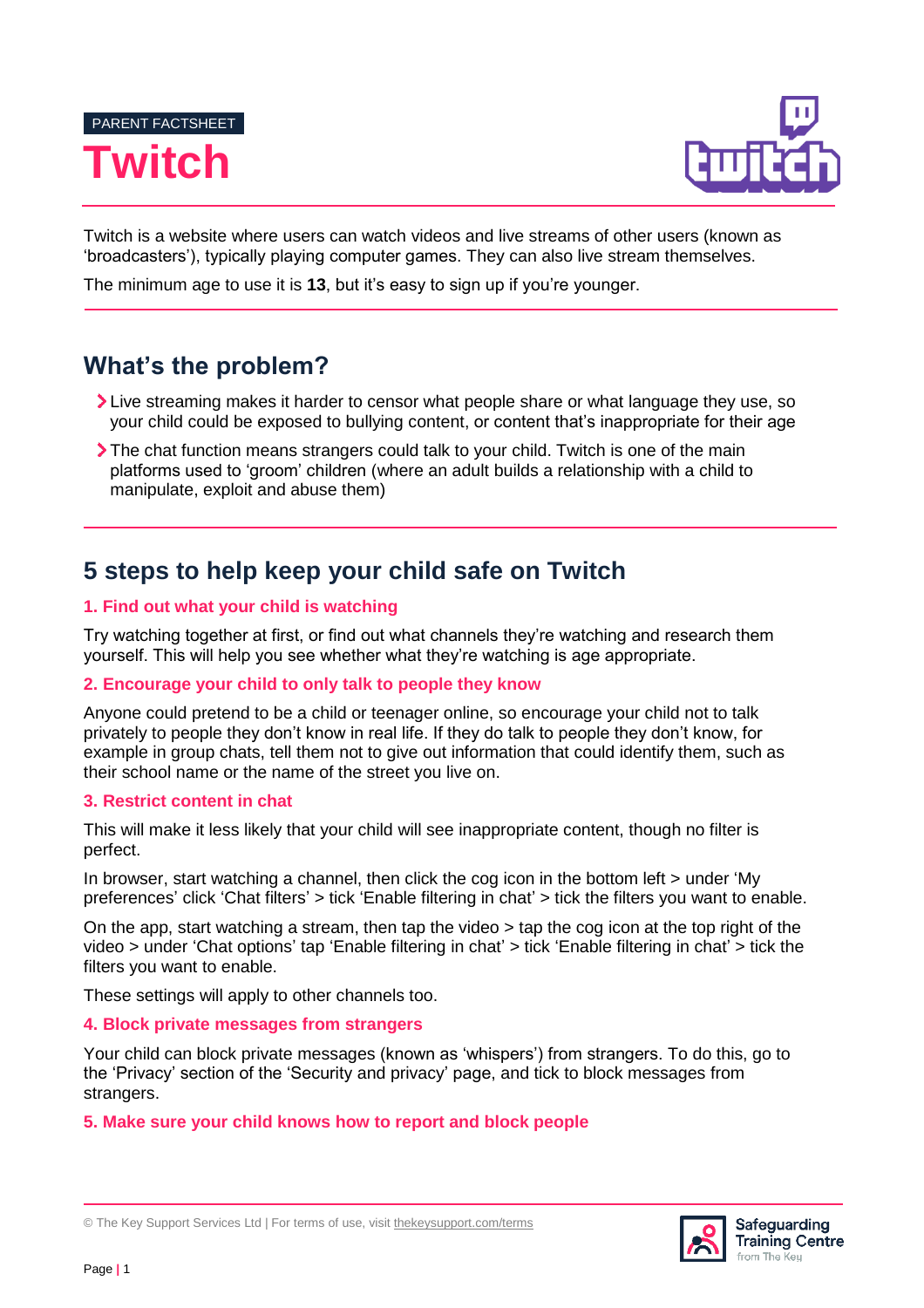PARENT FACTSHEET

# Twitch

Twitch is a website where users can watch videos and live streams of other users (known as 'broadcasters'), typically playing computer games. They can also live stream themselves.

The minimum age to use it is **13**, but it's easy to sign up if you're younger.

## What's the problem?

- Live streaming makes it harder to censor what people share or what language they use, so your child could be exposed to bullying content, or content that's inappropriate for their age
- The chat function means strangers could talk to your child. Twitch is one of the main platforms used to 'groom' children (where an adult builds a relationship with a child to manipulate, exploit and abuse them)

## 5 steps to help keep your child safe on Twitch

### 1. Find out what your child is watching

Try watching together at first, or find out what channels they're watching and research them yourself. This will help you see whether what they're watching is age appropriate.

### 2. Encourage your child to only talk to people they know

Anyone could pretend to be a child or teenager online, so encourage your child not to talk privately to people they don't know in real life. If they do talk to people they don't know, for example in group chats, tell them not to give out information that could identify them, such as their school name or the name of the street you live on.

### 3. Restrict content in chat

This will make it less likely that your child will see inappropriate content, though no filter is perfect.

In browser, start watching a channel, then click the cog icon in the bottom left > under 'My preferences' click 'Chat filters' > tick 'Enable filtering in chat' > tick the filters you want to enable.

On the app, start watching a stream, then tap the video > tap the cog icon at the top right of the video > under 'Chat options' tap 'Enable filtering in chat' > tick 'Enable filtering in chat' > tick the filters you want to enable.

These settings will apply to other channels too.

### 4. Block private messages from strangers

Your child can block private messages (known as 'whispers') from strangers. To do this, go to the 'Privacy' section of the 'Security and privacy' page, and tick to block messages from strangers.

### 5. Make sure your child knows how to report and block people

© The Key Support Services Ltd | For terms of use, visit thekeysupport.com/terms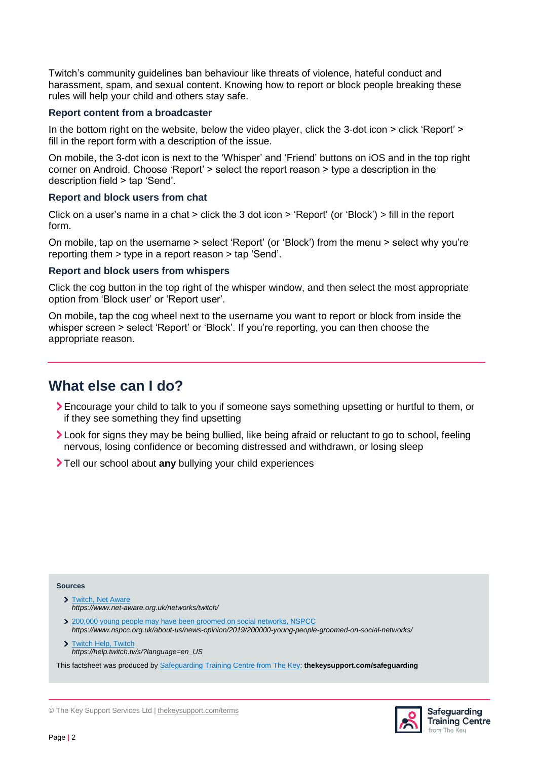Twitch's community guidelines ban behaviour like threats of violence, hateful conduct and harassment, spam, and sexual content. Knowing how to report or block people breaking these rules will help your child and others stay safe.

### Report content from a broadcaster

In the bottom right on the website, below the video player, click the 3-dot icon > click 'Report' > fill in the report form with a description of the issue.

On mobile, the 3-dot icon is next to the 'Whisper' and 'Friend' buttons on iOS and in the top right corner on Android. Choose 'Report' > select the report reason > type a description in the description field > tap 'Send'.

### Report and block users from chat

Click on a user's name in a chat > click the 3 dot icon > 'Report' (or 'Block') > fill in the report form.

On mobile, tap on the username > select 'Report' (or 'Block') from the menu > select why you're reporting them > type in a report reason > tap 'Send'.

### Report and block users from whispers

Click the cog button in the top right of the whisper window, and then select the most appropriate option from 'Block user' or 'Report user'.

On mobile, tap the cog wheel next to the username you want to report or block from inside the whisper screen > select 'Report' or 'Block'. If you're reporting, you can then choose the appropriate reason.

## What else can I do?

- Encourage your child to talk to you if someone says something upsetting or hurtful to them, or if they see something they find upsetting
- Look for signs they may be being bullied, like being afraid or reluctant to go to school, feeling nervous, losing confidence or becoming distressed and withdrawn, or losing sleep
- Tell our school about **any** bullying your child experiences

**Sources**

- Twitch, Net Aware
  *https://www.net-aware.org.uk/networks/twitch/*
- 200,000 young people may have been groomed on social networks, NSPCC
  *https://www.nspcc.org.uk/about-us/news-opinion/2019/200000-young-people-groomed-on-social-networks/*
- Twitch Help, Twitch
  *https://help.twitch.tv/s/?language=en_US*

This factsheet was produced by Safeguarding Training Centre from The Key: **thekeysupport.com/safeguarding**

© The Key Support Services Ltd | thekeysupport.com/terms